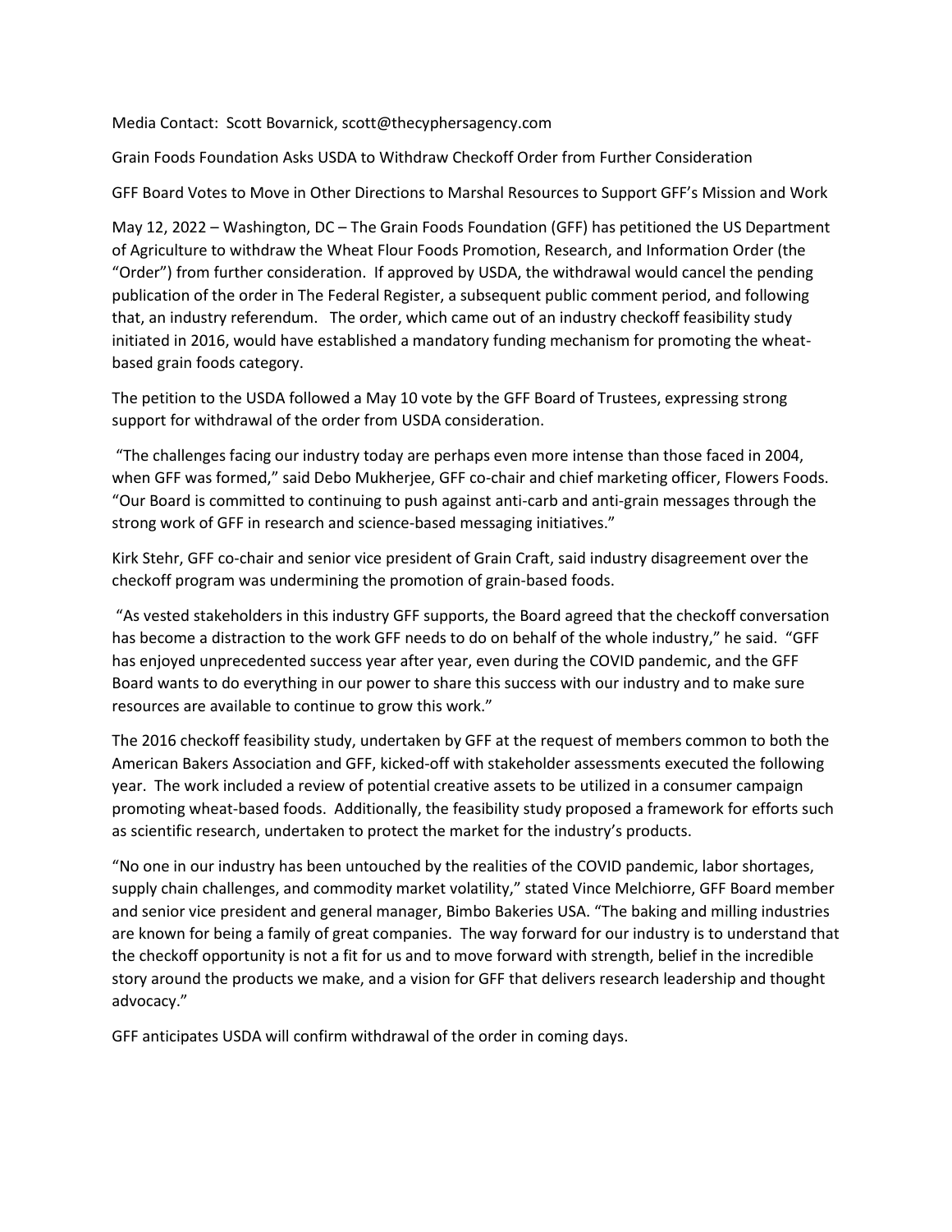Media Contact: Scott Bovarnick, scott@thecyphersagency.com

# Grain Foods Foundation Asks USDA to Withdraw Checkoff Order from Further Consideration

## GFF Board Votes to Move in Other Directions to Marshal Resources to Support GFF's Mission and Work

May 12, 2022 – Washington, DC – The Grain Foods Foundation (GFF) has petitioned the US Department of Agriculture to withdraw the Wheat Flour Foods Promotion, Research, and Information Order (the "Order") from further consideration. If approved by USDA, the withdrawal would cancel the pending publication of the order in The Federal Register, a subsequent public comment period, and following that, an industry referendum. The order, which came out of an industry checkoff feasibility study initiated in 2016, would have established a mandatory funding mechanism for promoting the wheat-based grain foods category.

The petition to the USDA followed a May 10 vote by the GFF Board of Trustees, expressing strong support for withdrawal of the order from USDA consideration.

"The challenges facing our industry today are perhaps even more intense than those faced in 2004, when GFF was formed," said Debo Mukherjee, GFF co-chair and chief marketing officer, Flowers Foods. "Our Board is committed to continuing to push against anti-carb and anti-grain messages through the strong work of GFF in research and science-based messaging initiatives."

Kirk Stehr, GFF co-chair and senior vice president of Grain Craft, said industry disagreement over the checkoff program was undermining the promotion of grain-based foods.

"As vested stakeholders in this industry GFF supports, the Board agreed that the checkoff conversation has become a distraction to the work GFF needs to do on behalf of the whole industry," he said. "GFF has enjoyed unprecedented success year after year, even during the COVID pandemic, and the GFF Board wants to do everything in our power to share this success with our industry and to make sure resources are available to continue to grow this work."

The 2016 checkoff feasibility study, undertaken by GFF at the request of members common to both the American Bakers Association and GFF, kicked-off with stakeholder assessments executed the following year. The work included a review of potential creative assets to be utilized in a consumer campaign promoting wheat-based foods. Additionally, the feasibility study proposed a framework for efforts such as scientific research, undertaken to protect the market for the industry's products.

"No one in our industry has been untouched by the realities of the COVID pandemic, labor shortages, supply chain challenges, and commodity market volatility," stated Vince Melchiorre, GFF Board member and senior vice president and general manager, Bimbo Bakeries USA. "The baking and milling industries are known for being a family of great companies. The way forward for our industry is to understand that the checkoff opportunity is not a fit for us and to move forward with strength, belief in the incredible story around the products we make, and a vision for GFF that delivers research leadership and thought advocacy."

GFF anticipates USDA will confirm withdrawal of the order in coming days.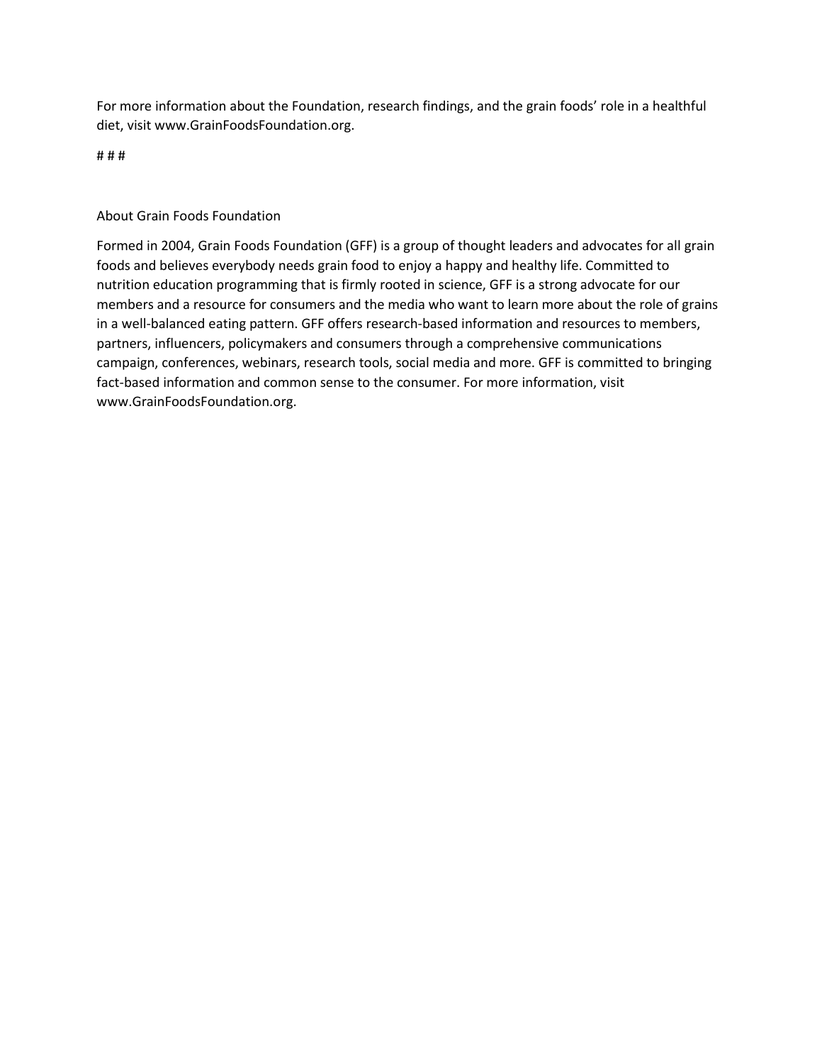For more information about the Foundation, research findings, and the grain foods' role in a healthful diet, visit www.GrainFoodsFoundation.org.

# # #

About Grain Foods Foundation

Formed in 2004, Grain Foods Foundation (GFF) is a group of thought leaders and advocates for all grain foods and believes everybody needs grain food to enjoy a happy and healthy life. Committed to nutrition education programming that is firmly rooted in science, GFF is a strong advocate for our members and a resource for consumers and the media who want to learn more about the role of grains in a well-balanced eating pattern. GFF offers research-based information and resources to members, partners, influencers, policymakers and consumers through a comprehensive communications campaign, conferences, webinars, research tools, social media and more. GFF is committed to bringing fact-based information and common sense to the consumer. For more information, visit www.GrainFoodsFoundation.org.